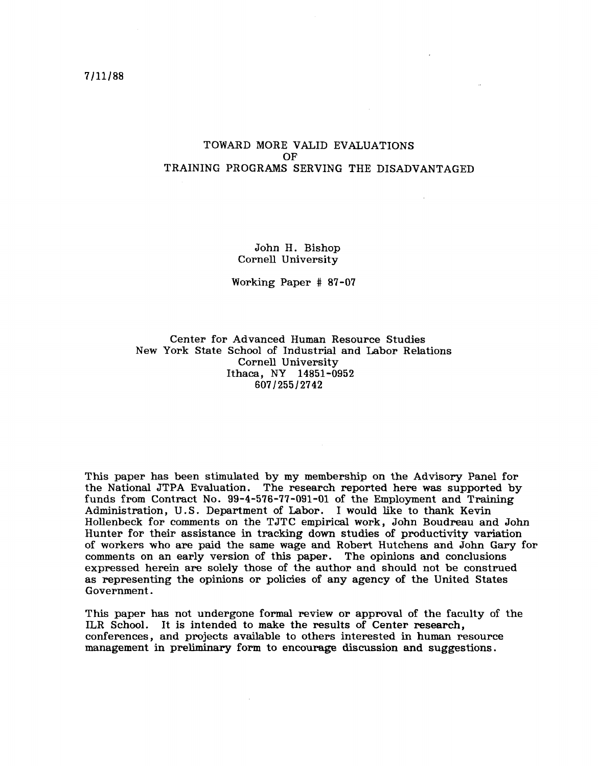7/11/88

# TOWARD MORE VALID EVALUATIONS OF TRAINING PROGRAMS SERVING THE DISADVANTAGED

John H. Bishop
Cornell University

Working Paper # 87-07

Center for Advanced Human Resource Studies
New York State School of Industrial and Labor Relations
Cornell University
Ithaca, NY 14851-0952
607/255/2742

This paper has been stimulated by my membership on the Advisory Panel for the National JTPA Evaluation. The research reported here was supported by funds from Contract No. 99-4-576-77-091-01 of the Employment and Training Administration, U.S. Department of Labor. I would like to thank Kevin Hollenbeck for comments on the TJTC empirical work, John Boudreau and John Hunter for their assistance in tracking down studies of productivity variation of workers who are paid the same wage and Robert Hutchens and John Gary for comments on an early version of this paper. The opinions and conclusions expressed herein are solely those of the author and should not be construed as representing the opinions or policies of any agency of the United States Government.

This paper has not undergone formal review or approval of the faculty of the ILR School. It is intended to make the results of Center research, conferences, and projects available to others interested in human resource management in preliminary form to encourage discussion and suggestions.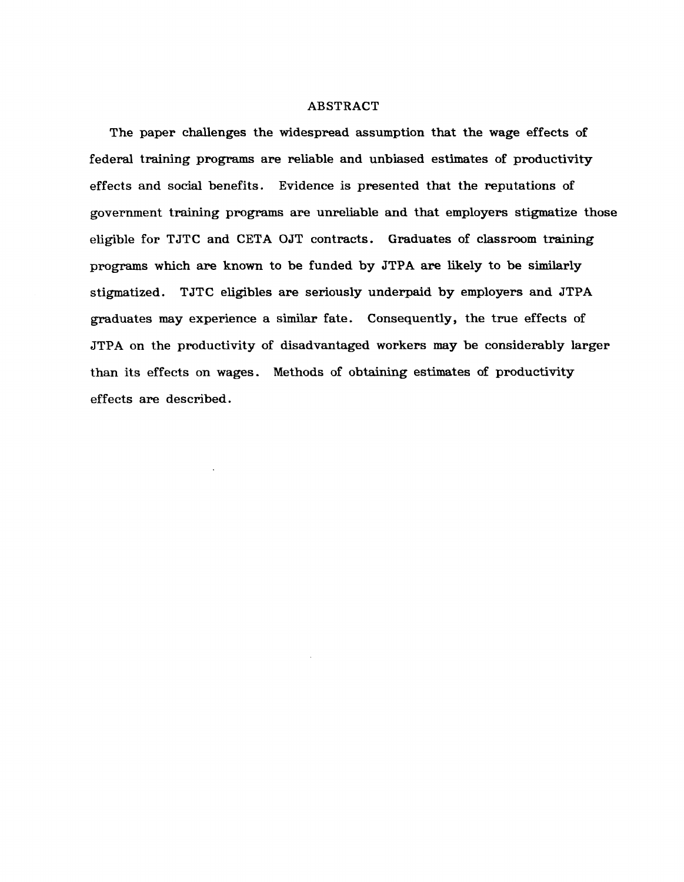# ABSTRACT

The paper challenges the widespread assumption that the wage effects of federal training programs are reliable and unbiased estimates of productivity effects and social benefits. Evidence is presented that the reputations of government training programs are unreliable and that employers stigmatize those eligible for TJTC and CETA OJT contracts. Graduates of classroom training programs which are known to be funded by JTPA are likely to be similarly stigmatized. TJTC eligibles are seriously underpaid by employers and JTPA graduates may experience a similar fate. Consequently, the true effects of JTPA on the productivity of disadvantaged workers may be considerably larger than its effects on wages. Methods of obtaining estimates of productivity effects are described.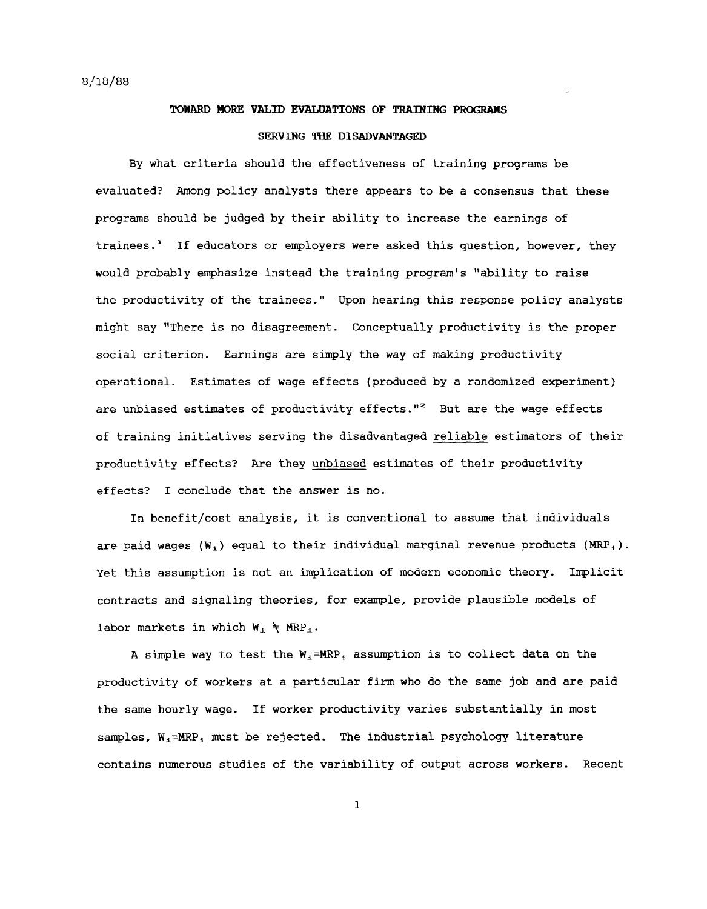8/18/88

# TOWARD MORE VALID EVALUATIONS OF TRAINING PROGRAMS SERVING THE DISADVANTAGED

By what criteria should the effectiveness of training programs be evaluated? Among policy analysts there appears to be a consensus that these programs should be judged by their ability to increase the earnings of trainees.[1] If educators or employers were asked this question, however, they would probably emphasize instead the training program's "ability to raise the productivity of the trainees." Upon hearing this response policy analysts might say "There is no disagreement. Conceptually productivity is the proper social criterion. Earnings are simply the way of making productivity operational. Estimates of wage effects (produced by a randomized experiment) are unbiased estimates of productivity effects."[2] But are the wage effects of training initiatives serving the disadvantaged <u>reliable</u> estimators of their productivity effects? Are they <u>unbiased</u> estimates of their productivity effects? I conclude that the answer is no.

In benefit/cost analysis, it is conventional to assume that individuals are paid wages ($W_i$) equal to their individual marginal revenue products ($MRP_i$). Yet this assumption is not an implication of modern economic theory. Implicit contracts and signaling theories, for example, provide plausible models of labor markets in which $W_i \neq MRP_i$.

A simple way to test the $W_i = MRP_i$ assumption is to collect data on the productivity of workers at a particular firm who do the same job and are paid the same hourly wage. If worker productivity varies substantially in most samples, $W_i = MRP_i$ must be rejected. The industrial psychology literature contains numerous studies of the variability of output across workers. Recent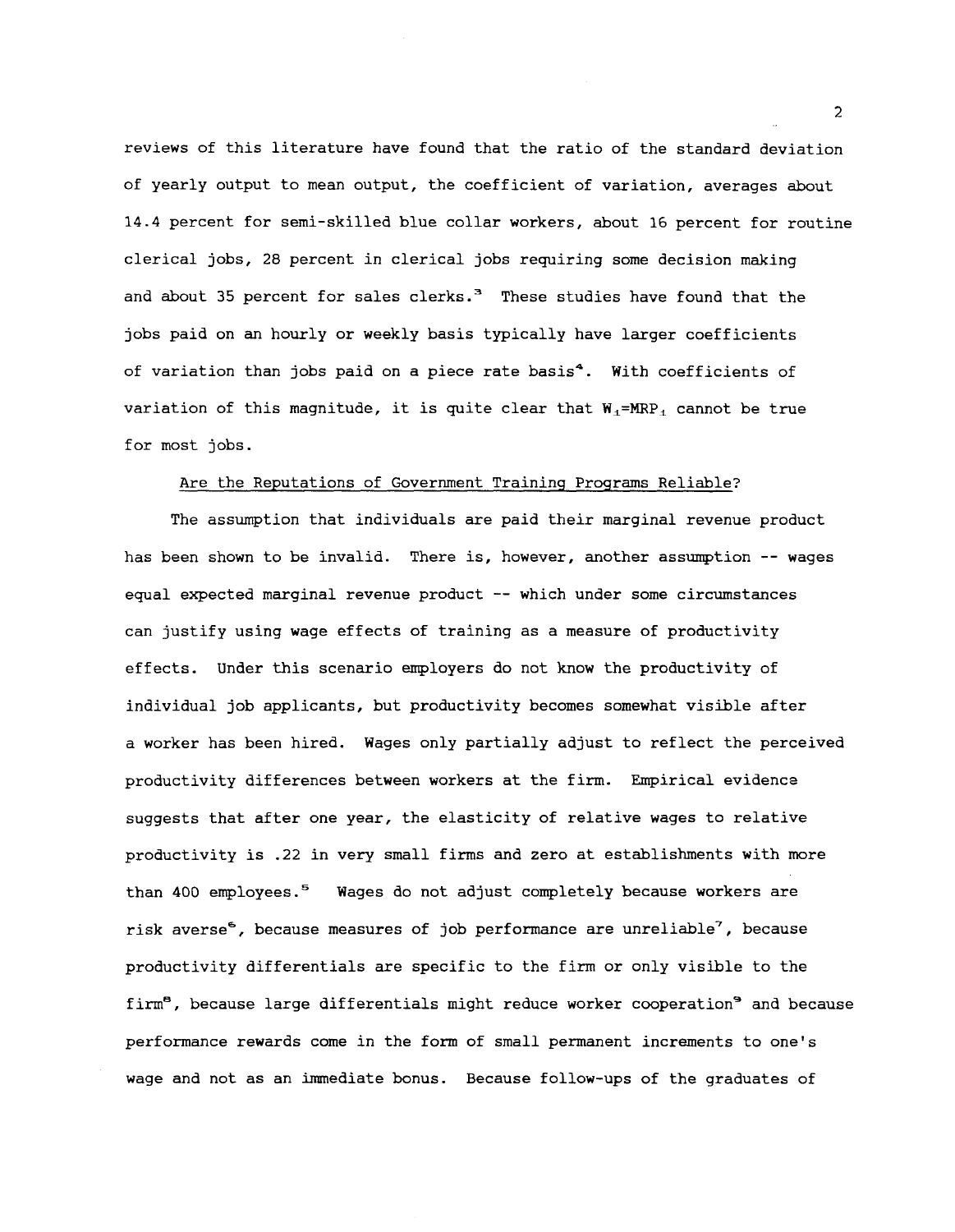reviews of this literature have found that the ratio of the standard deviation of yearly output to mean output, the coefficient of variation, averages about 14.4 percent for semi-skilled blue collar workers, about 16 percent for routine clerical jobs, 28 percent in clerical jobs requiring some decision making and about 35 percent for sales clerks.[3] These studies have found that the jobs paid on an hourly or weekly basis typically have larger coefficients of variation than jobs paid on a piece rate basis[4]. With coefficients of variation of this magnitude, it is quite clear that $W_i = MRP_i$ cannot be true for most jobs.

Are the Reputations of Government Training Programs Reliable?

The assumption that individuals are paid their marginal revenue product has been shown to be invalid. There is, however, another assumption -- wages equal expected marginal revenue product -- which under some circumstances can justify using wage effects of training as a measure of productivity effects. Under this scenario employers do not know the productivity of individual job applicants, but productivity becomes somewhat visible after a worker has been hired. Wages only partially adjust to reflect the perceived productivity differences between workers at the firm. Empirical evidence suggests that after one year, the elasticity of relative wages to relative productivity is .22 in very small firms and zero at establishments with more than 400 employees.[5] Wages do not adjust completely because workers are risk averse[6], because measures of job performance are unreliable[7], because productivity differentials are specific to the firm or only visible to the firm[8], because large differentials might reduce worker cooperation[9] and because performance rewards come in the form of small permanent increments to one's wage and not as an immediate bonus. Because follow-ups of the graduates of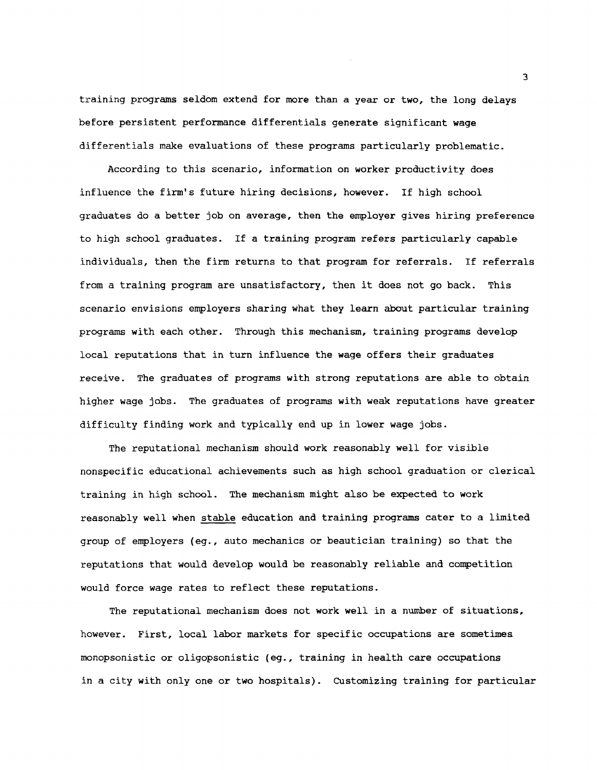training programs seldom extend for more than a year or two, the long delays before persistent performance differentials generate significant wage differentials make evaluations of these programs particularly problematic.

According to this scenario, information on worker productivity does influence the firm's future hiring decisions, however. If high school graduates do a better job on average, then the employer gives hiring preference to high school graduates. If a training program refers particularly capable individuals, then the firm returns to that program for referrals. If referrals from a training program are unsatisfactory, then it does not go back. This scenario envisions employers sharing what they learn about particular training programs with each other. Through this mechanism, training programs develop local reputations that in turn influence the wage offers their graduates receive. The graduates of programs with strong reputations are able to obtain higher wage jobs. The graduates of programs with weak reputations have greater difficulty finding work and typically end up in lower wage jobs.

The reputational mechanism should work reasonably well for visible nonspecific educational achievements such as high school graduation or clerical training in high school. The mechanism might also be expected to work reasonably well when <u>stable</u> education and training programs cater to a limited group of employers (eg., auto mechanics or beautician training) so that the reputations that would develop would be reasonably reliable and competition would force wage rates to reflect these reputations.

The reputational mechanism does not work well in a number of situations, however. First, local labor markets for specific occupations are sometimes monopsonistic or oligopsonistic (eg., training in health care occupations in a city with only one or two hospitals). Customizing training for particular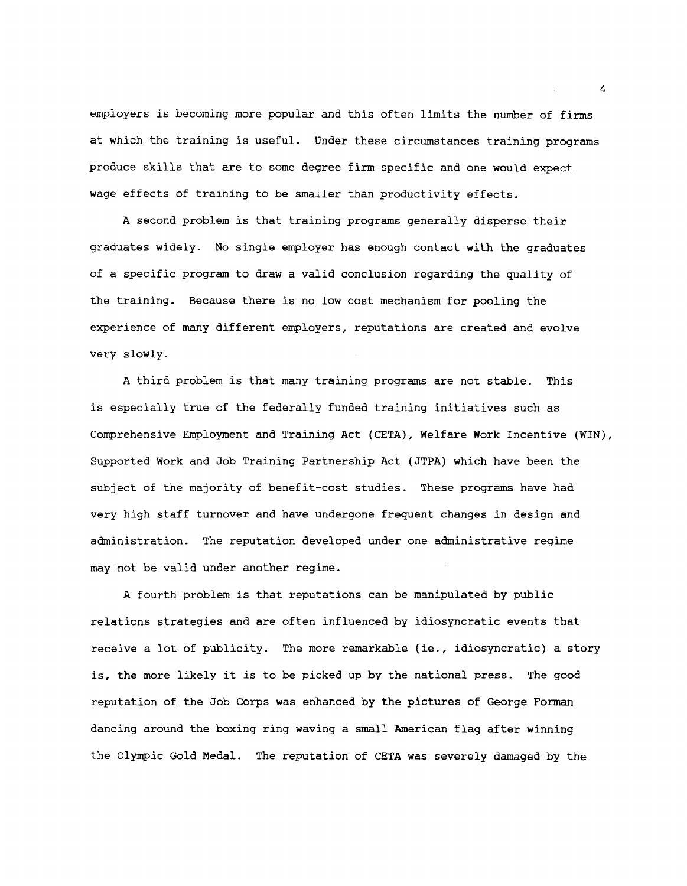employers is becoming more popular and this often limits the number of firms at which the training is useful. Under these circumstances training programs produce skills that are to some degree firm specific and one would expect wage effects of training to be smaller than productivity effects.

A second problem is that training programs generally disperse their graduates widely. No single employer has enough contact with the graduates of a specific program to draw a valid conclusion regarding the quality of the training. Because there is no low cost mechanism for pooling the experience of many different employers, reputations are created and evolve very slowly.

A third problem is that many training programs are not stable. This is especially true of the federally funded training initiatives such as Comprehensive Employment and Training Act (CETA), Welfare Work Incentive (WIN), Supported Work and Job Training Partnership Act (JTPA) which have been the subject of the majority of benefit-cost studies. These programs have had very high staff turnover and have undergone frequent changes in design and administration. The reputation developed under one administrative regime may not be valid under another regime.

A fourth problem is that reputations can be manipulated by public relations strategies and are often influenced by idiosyncratic events that receive a lot of publicity. The more remarkable (ie., idiosyncratic) a story is, the more likely it is to be picked up by the national press. The good reputation of the Job Corps was enhanced by the pictures of George Forman dancing around the boxing ring waving a small American flag after winning the Olympic Gold Medal. The reputation of CETA was severely damaged by the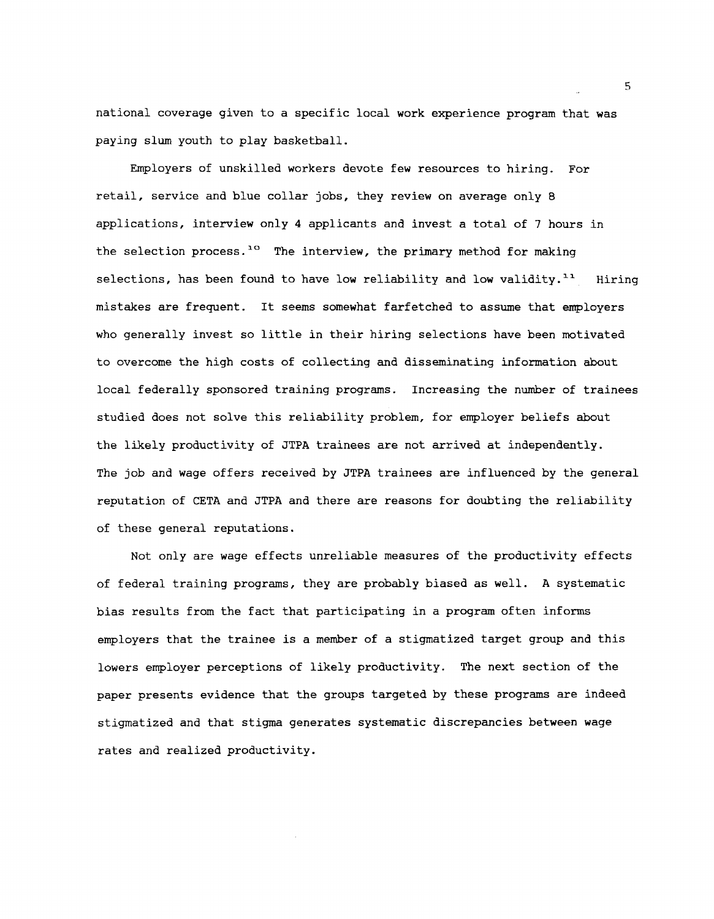national coverage given to a specific local work experience program that was paying slum youth to play basketball.

Employers of unskilled workers devote few resources to hiring. For retail, service and blue collar jobs, they review on average only 8 applications, interview only 4 applicants and invest a total of 7 hours in the selection process.[10] The interview, the primary method for making selections, has been found to have low reliability and low validity.[11] Hiring mistakes are frequent. It seems somewhat farfetched to assume that employers who generally invest so little in their hiring selections have been motivated to overcome the high costs of collecting and disseminating information about local federally sponsored training programs. Increasing the number of trainees studied does not solve this reliability problem, for employer beliefs about the likely productivity of JTPA trainees are not arrived at independently. The job and wage offers received by JTPA trainees are influenced by the general reputation of CETA and JTPA and there are reasons for doubting the reliability of these general reputations.

Not only are wage effects unreliable measures of the productivity effects of federal training programs, they are probably biased as well. A systematic bias results from the fact that participating in a program often informs employers that the trainee is a member of a stigmatized target group and this lowers employer perceptions of likely productivity. The next section of the paper presents evidence that the groups targeted by these programs are indeed stigmatized and that stigma generates systematic discrepancies between wage rates and realized productivity.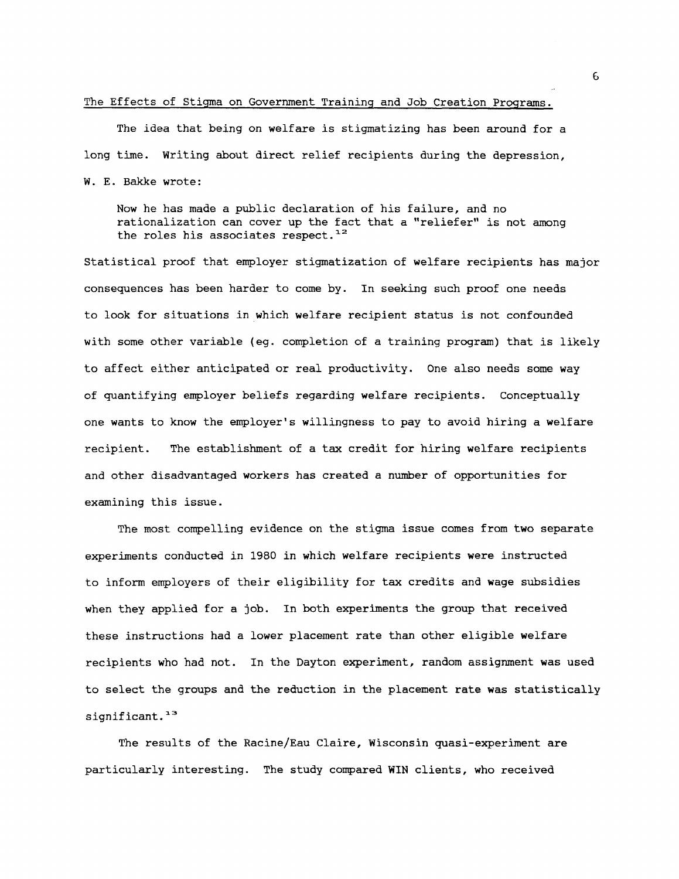The Effects of Stigma on Government Training and Job Creation Programs.

The idea that being on welfare is stigmatizing has been around for a long time. Writing about direct relief recipients during the depression, W. E. Bakke wrote:

> Now he has made a public declaration of his failure, and no rationalization can cover up the fact that a "reliefer" is not among the roles his associates respect.[12]

Statistical proof that employer stigmatization of welfare recipients has major consequences has been harder to come by. In seeking such proof one needs to look for situations in which welfare recipient status is not confounded with some other variable (eg. completion of a training program) that is likely to affect either anticipated or real productivity. One also needs some way of quantifying employer beliefs regarding welfare recipients. Conceptually one wants to know the employer's willingness to pay to avoid hiring a welfare recipient. The establishment of a tax credit for hiring welfare recipients and other disadvantaged workers has created a number of opportunities for examining this issue.

The most compelling evidence on the stigma issue comes from two separate experiments conducted in 1980 in which welfare recipients were instructed to inform employers of their eligibility for tax credits and wage subsidies when they applied for a job. In both experiments the group that received these instructions had a lower placement rate than other eligible welfare recipients who had not. In the Dayton experiment, random assignment was used to select the groups and the reduction in the placement rate was statistically significant.[13]

The results of the Racine/Eau Claire, Wisconsin quasi-experiment are particularly interesting. The study compared WIN clients, who received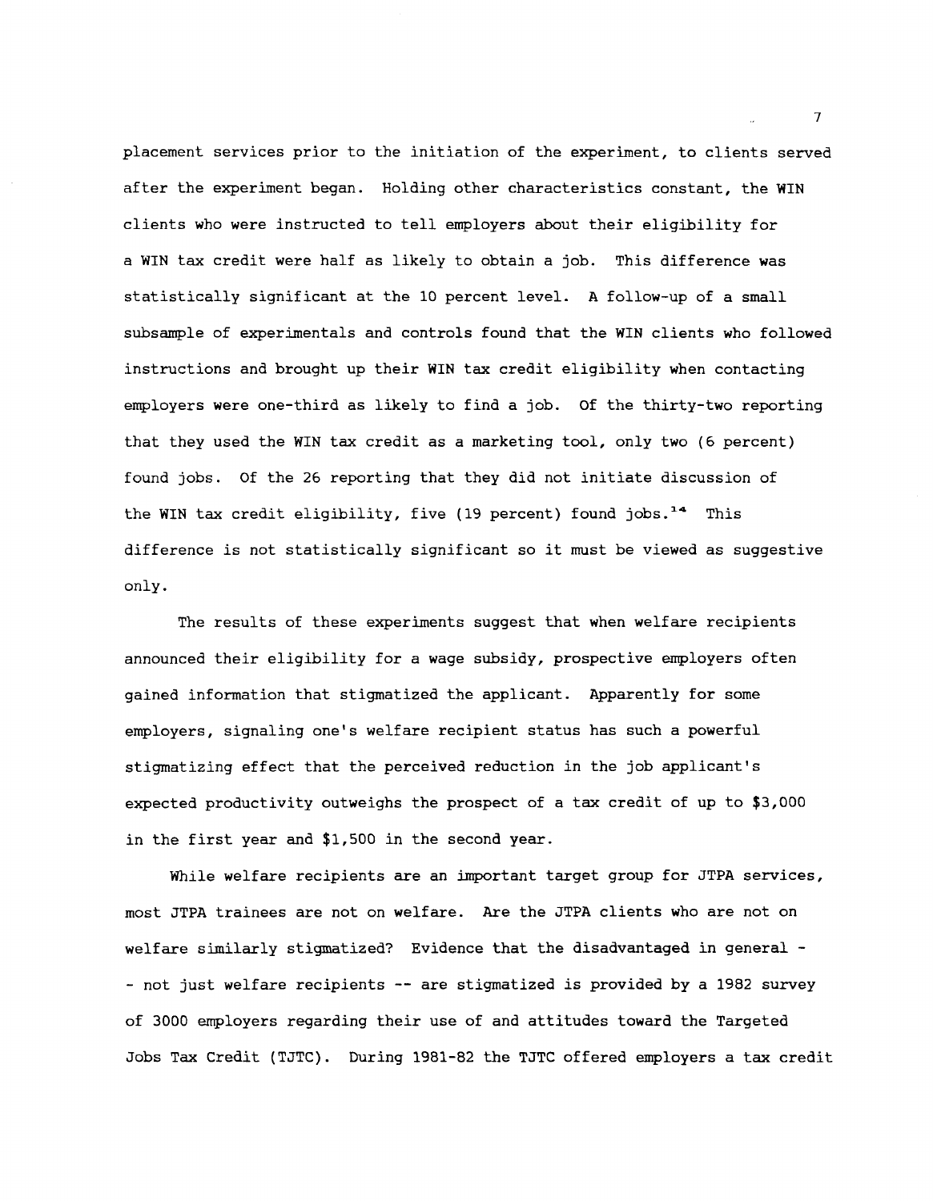placement services prior to the initiation of the experiment, to clients served after the experiment began. Holding other characteristics constant, the WIN clients who were instructed to tell employers about their eligibility for a WIN tax credit were half as likely to obtain a job. This difference was statistically significant at the 10 percent level. A follow-up of a small subsample of experimentals and controls found that the WIN clients who followed instructions and brought up their WIN tax credit eligibility when contacting employers were one-third as likely to find a job. Of the thirty-two reporting that they used the WIN tax credit as a marketing tool, only two (6 percent) found jobs. Of the 26 reporting that they did not initiate discussion of the WIN tax credit eligibility, five (19 percent) found jobs.[14] This difference is not statistically significant so it must be viewed as suggestive only.

The results of these experiments suggest that when welfare recipients announced their eligibility for a wage subsidy, prospective employers often gained information that stigmatized the applicant. Apparently for some employers, signaling one's welfare recipient status has such a powerful stigmatizing effect that the perceived reduction in the job applicant's expected productivity outweighs the prospect of a tax credit of up to $3,000 in the first year and $1,500 in the second year.

While welfare recipients are an important target group for JTPA services, most JTPA trainees are not on welfare. Are the JTPA clients who are not on welfare similarly stigmatized? Evidence that the disadvantaged in general -- not just welfare recipients -- are stigmatized is provided by a 1982 survey of 3000 employers regarding their use of and attitudes toward the Targeted Jobs Tax Credit (TJTC). During 1981-82 the TJTC offered employers a tax credit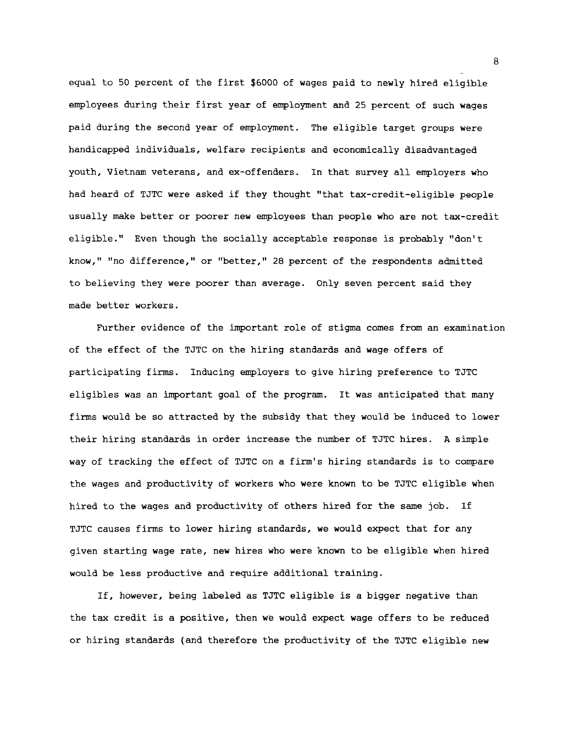equal to 50 percent of the first $6000 of wages paid to newly hired eligible employees during their first year of employment and 25 percent of such wages paid during the second year of employment. The eligible target groups were handicapped individuals, welfare recipients and economically disadvantaged youth, Vietnam veterans, and ex-offenders. In that survey all employers who had heard of TJTC were asked if they thought "that tax-credit-eligible people usually make better or poorer new employees than people who are not tax-credit eligible." Even though the socially acceptable response is probably "don't know," "no difference," or "better," 28 percent of the respondents admitted to believing they were poorer than average. Only seven percent said they made better workers.

Further evidence of the important role of stigma comes from an examination of the effect of the TJTC on the hiring standards and wage offers of participating firms. Inducing employers to give hiring preference to TJTC eligibles was an important goal of the program. It was anticipated that many firms would be so attracted by the subsidy that they would be induced to lower their hiring standards in order increase the number of TJTC hires. A simple way of tracking the effect of TJTC on a firm's hiring standards is to compare the wages and productivity of workers who were known to be TJTC eligible when hired to the wages and productivity of others hired for the same job. If TJTC causes firms to lower hiring standards, we would expect that for any given starting wage rate, new hires who were known to be eligible when hired would be less productive and require additional training.

If, however, being labeled as TJTC eligible is a bigger negative than the tax credit is a positive, then we would expect wage offers to be reduced or hiring standards (and therefore the productivity of the TJTC eligible new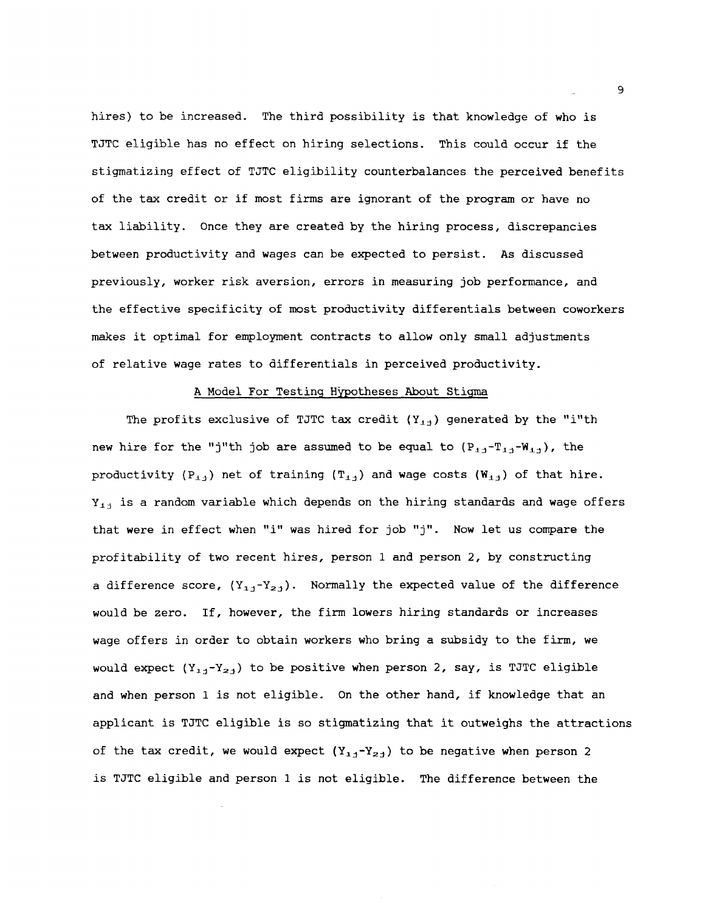hires) to be increased. The third possibility is that knowledge of who is TJTC eligible has no effect on hiring selections. This could occur if the stigmatizing effect of TJTC eligibility counterbalances the perceived benefits of the tax credit or if most firms are ignorant of the program or have no tax liability. Once they are created by the hiring process, discrepancies between productivity and wages can be expected to persist. As discussed previously, worker risk aversion, errors in measuring job performance, and the effective specificity of most productivity differentials between coworkers makes it optimal for employment contracts to allow only small adjustments of relative wage rates to differentials in perceived productivity.

## A Model For Testing Hypotheses About Stigma

The profits exclusive of TJTC tax credit ($Y_{ij}$) generated by the "i"th new hire for the "j"th job are assumed to be equal to ($P_{ij}-T_{ij}-W_{ij}$), the productivity ($P_{ij}$) net of training ($T_{ij}$) and wage costs ($W_{ij}$) of that hire. $Y_{ij}$ is a random variable which depends on the hiring standards and wage offers that were in effect when "i" was hired for job "j". Now let us compare the profitability of two recent hires, person 1 and person 2, by constructing a difference score, ($Y_{1j}-Y_{2j}$). Normally the expected value of the difference would be zero. If, however, the firm lowers hiring standards or increases wage offers in order to obtain workers who bring a subsidy to the firm, we would expect ($Y_{1j}-Y_{2j}$) to be positive when person 2, say, is TJTC eligible and when person 1 is not eligible. On the other hand, if knowledge that an applicant is TJTC eligible is so stigmatizing that it outweighs the attractions of the tax credit, we would expect ($Y_{1j}-Y_{2j}$) to be negative when person 2 is TJTC eligible and person 1 is not eligible. The difference between the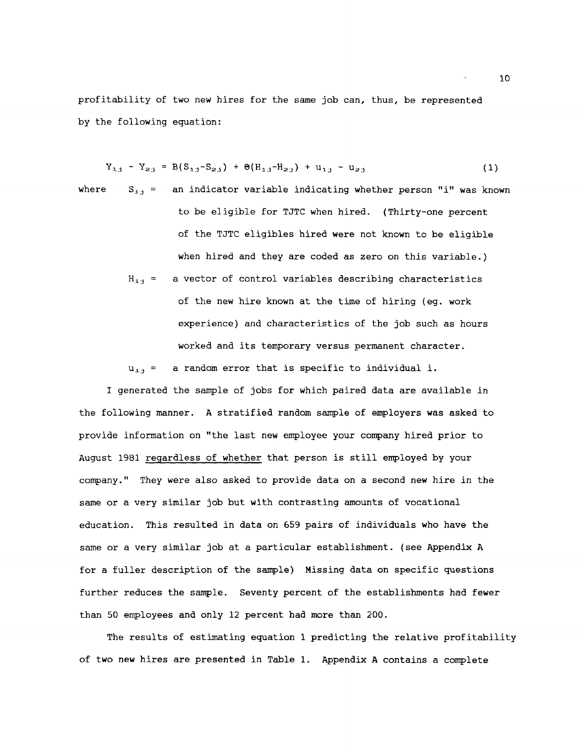profitability of two new hires for the same job can, thus, be represented by the following equation:

$$Y_{1j} - Y_{2j} = B(S_{1j}-S_{2j}) + \Theta(H_{1j}-H_{2j}) + u_{1j} - u_{2j} \tag{1}$$

where $S_{ij}$ = an indicator variable indicating whether person "i" was known to be eligible for TJTC when hired. (Thirty-one percent of the TJTC eligibles hired were not known to be eligible when hired and they are coded as zero on this variable.)

$H_{ij}$ = a vector of control variables describing characteristics of the new hire known at the time of hiring (eg. work experience) and characteristics of the job such as hours worked and its temporary versus permanent character.

$u_{ij}$ = a random error that is specific to individual i.

I generated the sample of jobs for which paired data are available in the following manner. A stratified random sample of employers was asked to provide information on "the last new employee your company hired prior to August 1981 regardless of whether that person is still employed by your company." They were also asked to provide data on a second new hire in the same or a very similar job but with contrasting amounts of vocational education. This resulted in data on 659 pairs of individuals who have the same or a very similar job at a particular establishment. (see Appendix A for a fuller description of the sample) Missing data on specific questions further reduces the sample. Seventy percent of the establishments had fewer than 50 employees and only 12 percent had more than 200.

The results of estimating equation 1 predicting the relative profitability of two new hires are presented in Table 1. Appendix A contains a complete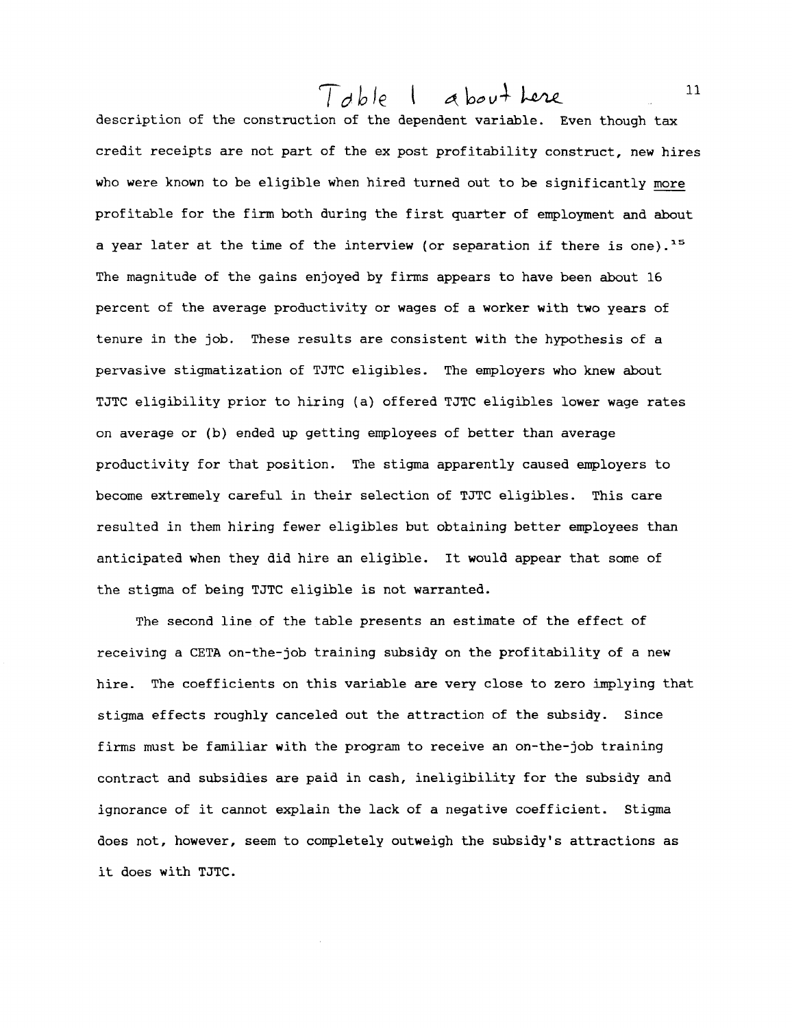Table 1 about here

description of the construction of the dependent variable. Even though tax credit receipts are not part of the ex post profitability construct, new hires who were known to be eligible when hired turned out to be significantly more profitable for the firm both during the first quarter of employment and about a year later at the time of the interview (or separation if there is one).[15] The magnitude of the gains enjoyed by firms appears to have been about 16 percent of the average productivity or wages of a worker with two years of tenure in the job. These results are consistent with the hypothesis of a pervasive stigmatization of TJTC eligibles. The employers who knew about TJTC eligibility prior to hiring (a) offered TJTC eligibles lower wage rates on average or (b) ended up getting employees of better than average productivity for that position. The stigma apparently caused employers to become extremely careful in their selection of TJTC eligibles. This care resulted in them hiring fewer eligibles but obtaining better employees than anticipated when they did hire an eligible. It would appear that some of the stigma of being TJTC eligible is not warranted.

The second line of the table presents an estimate of the effect of receiving a CETA on-the-job training subsidy on the profitability of a new hire. The coefficients on this variable are very close to zero implying that stigma effects roughly canceled out the attraction of the subsidy. Since firms must be familiar with the program to receive an on-the-job training contract and subsidies are paid in cash, ineligibility for the subsidy and ignorance of it cannot explain the lack of a negative coefficient. Stigma does not, however, seem to completely outweigh the subsidy's attractions as it does with TJTC.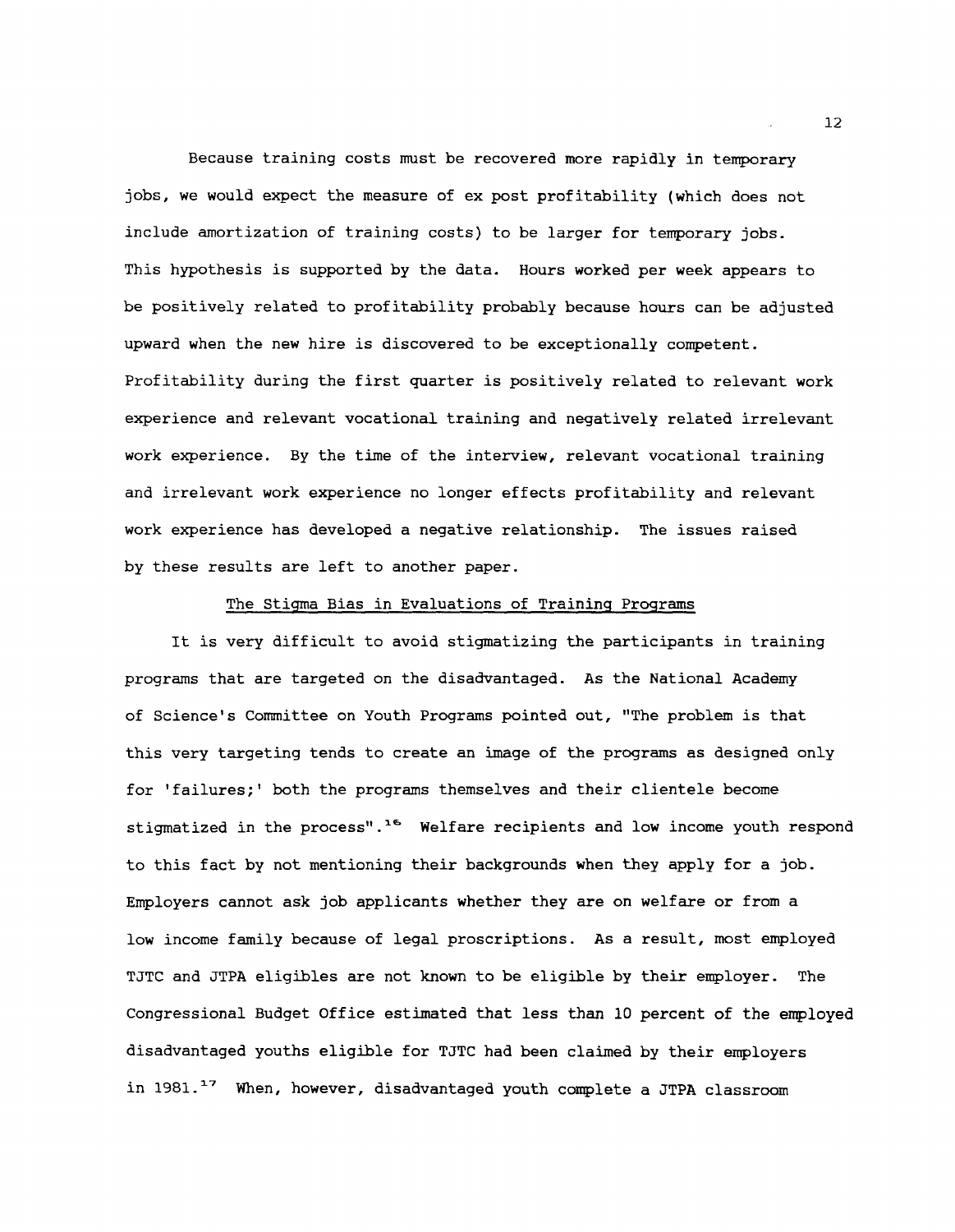Because training costs must be recovered more rapidly in temporary jobs, we would expect the measure of ex post profitability (which does not include amortization of training costs) to be larger for temporary jobs. This hypothesis is supported by the data. Hours worked per week appears to be positively related to profitability probably because hours can be adjusted upward when the new hire is discovered to be exceptionally competent. Profitability during the first quarter is positively related to relevant work experience and relevant vocational training and negatively related irrelevant work experience. By the time of the interview, relevant vocational training and irrelevant work experience no longer effects profitability and relevant work experience has developed a negative relationship. The issues raised by these results are left to another paper.

## The Stigma Bias in Evaluations of Training Programs

It is very difficult to avoid stigmatizing the participants in training programs that are targeted on the disadvantaged. As the National Academy of Science's Committee on Youth Programs pointed out, "The problem is that this very targeting tends to create an image of the programs as designed only for 'failures;' both the programs themselves and their clientele become stigmatized in the process".[16] Welfare recipients and low income youth respond to this fact by not mentioning their backgrounds when they apply for a job. Employers cannot ask job applicants whether they are on welfare or from a low income family because of legal proscriptions. As a result, most employed TJTC and JTPA eligibles are not known to be eligible by their employer. The Congressional Budget Office estimated that less than 10 percent of the employed disadvantaged youths eligible for TJTC had been claimed by their employers in 1981.[17] When, however, disadvantaged youth complete a JTPA classroom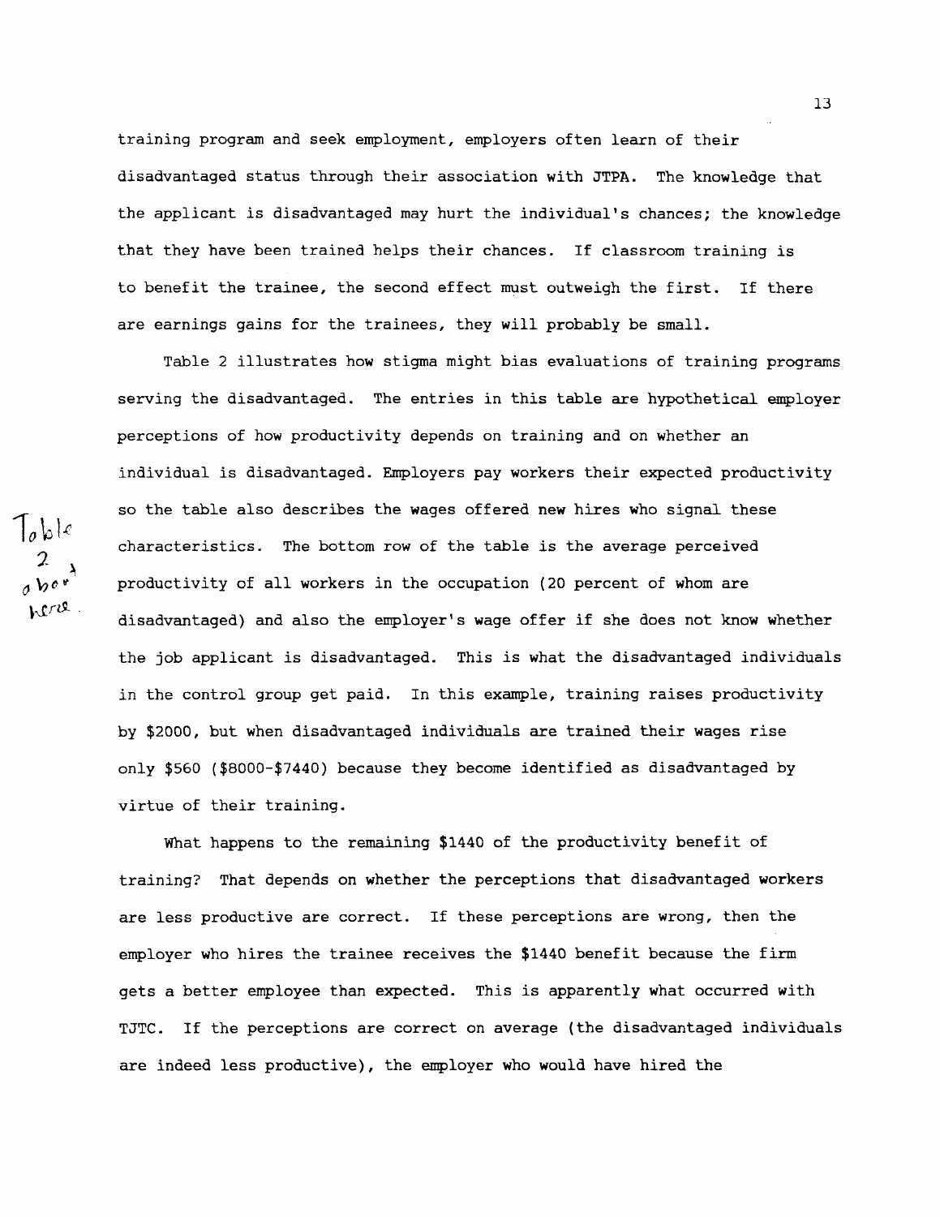training program and seek employment, employers often learn of their disadvantaged status through their association with JTPA. The knowledge that the applicant is disadvantaged may hurt the individual's chances; the knowledge that they have been trained helps their chances. If classroom training is to benefit the trainee, the second effect must outweigh the first. If there are earnings gains for the trainees, they will probably be small.

Table 2 illustrates how stigma might bias evaluations of training programs serving the disadvantaged. The entries in this table are hypothetical employer perceptions of how productivity depends on training and on whether an individual is disadvantaged. Employers pay workers their expected productivity so the table also describes the wages offered new hires who signal these characteristics. The bottom row of the table is the average perceived productivity of all workers in the occupation (20 percent of whom are disadvantaged) and also the employer's wage offer if she does not know whether the job applicant is disadvantaged. This is what the disadvantaged individuals in the control group get paid. In this example, training raises productivity by $2000, but when disadvantaged individuals are trained their wages rise only $560 ($8000-$7440) because they become identified as disadvantaged by virtue of their training.

Table 2 about here.

What happens to the remaining $1440 of the productivity benefit of training? That depends on whether the perceptions that disadvantaged workers are less productive are correct. If these perceptions are wrong, then the employer who hires the trainee receives the $1440 benefit because the firm gets a better employee than expected. This is apparently what occurred with TJTC. If the perceptions are correct on average (the disadvantaged individuals are indeed less productive), the employer who would have hired the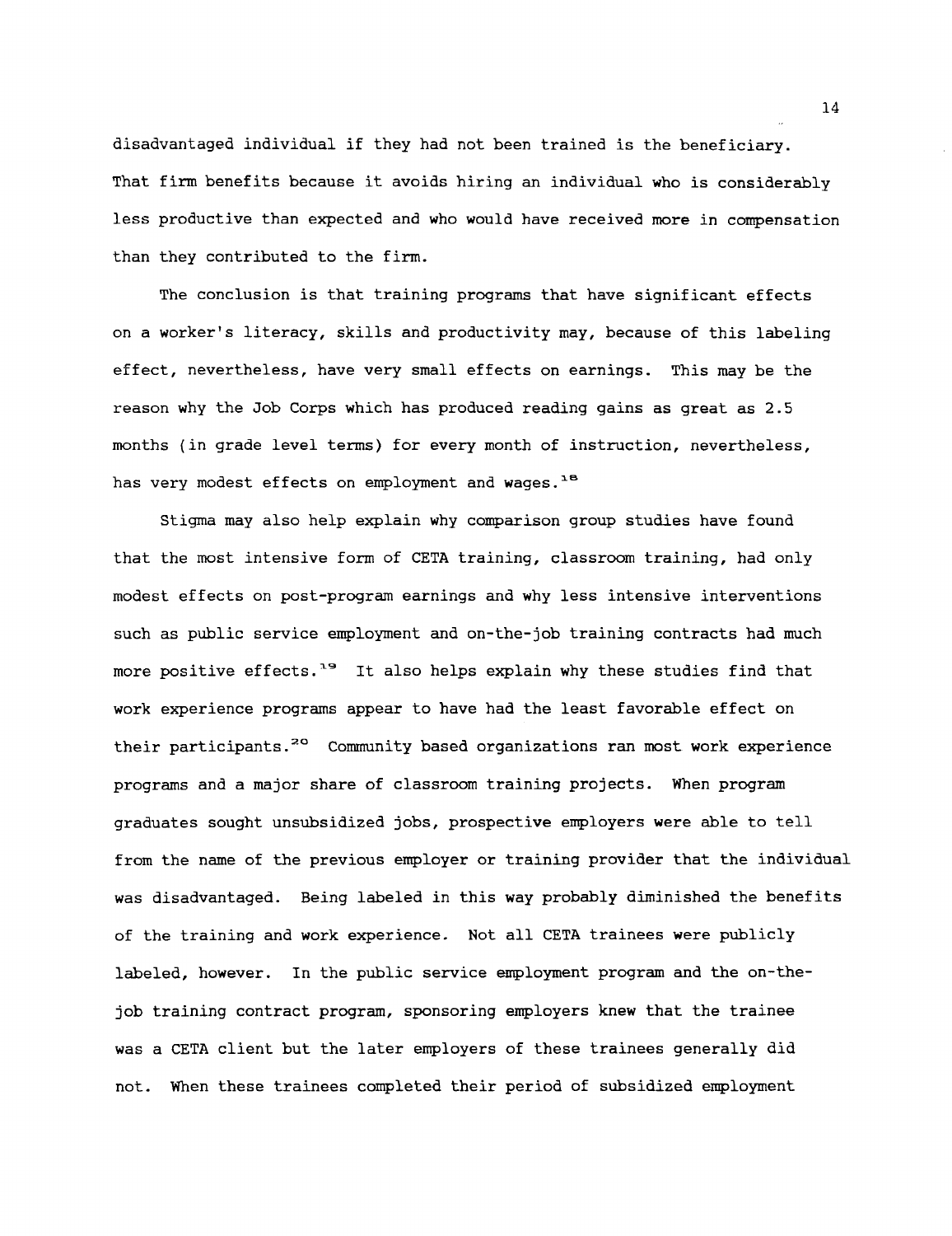disadvantaged individual if they had not been trained is the beneficiary. That firm benefits because it avoids hiring an individual who is considerably less productive than expected and who would have received more in compensation than they contributed to the firm.

The conclusion is that training programs that have significant effects on a worker's literacy, skills and productivity may, because of this labeling effect, nevertheless, have very small effects on earnings. This may be the reason why the Job Corps which has produced reading gains as great as 2.5 months (in grade level terms) for every month of instruction, nevertheless, has very modest effects on employment and wages.[18]

Stigma may also help explain why comparison group studies have found that the most intensive form of CETA training, classroom training, had only modest effects on post-program earnings and why less intensive interventions such as public service employment and on-the-job training contracts had much more positive effects.[19] It also helps explain why these studies find that work experience programs appear to have had the least favorable effect on their participants.[20] Community based organizations ran most work experience programs and a major share of classroom training projects. When program graduates sought unsubsidized jobs, prospective employers were able to tell from the name of the previous employer or training provider that the individual was disadvantaged. Being labeled in this way probably diminished the benefits of the training and work experience. Not all CETA trainees were publicly labeled, however. In the public service employment program and the on-the-job training contract program, sponsoring employers knew that the trainee was a CETA client but the later employers of these trainees generally did not. When these trainees completed their period of subsidized employment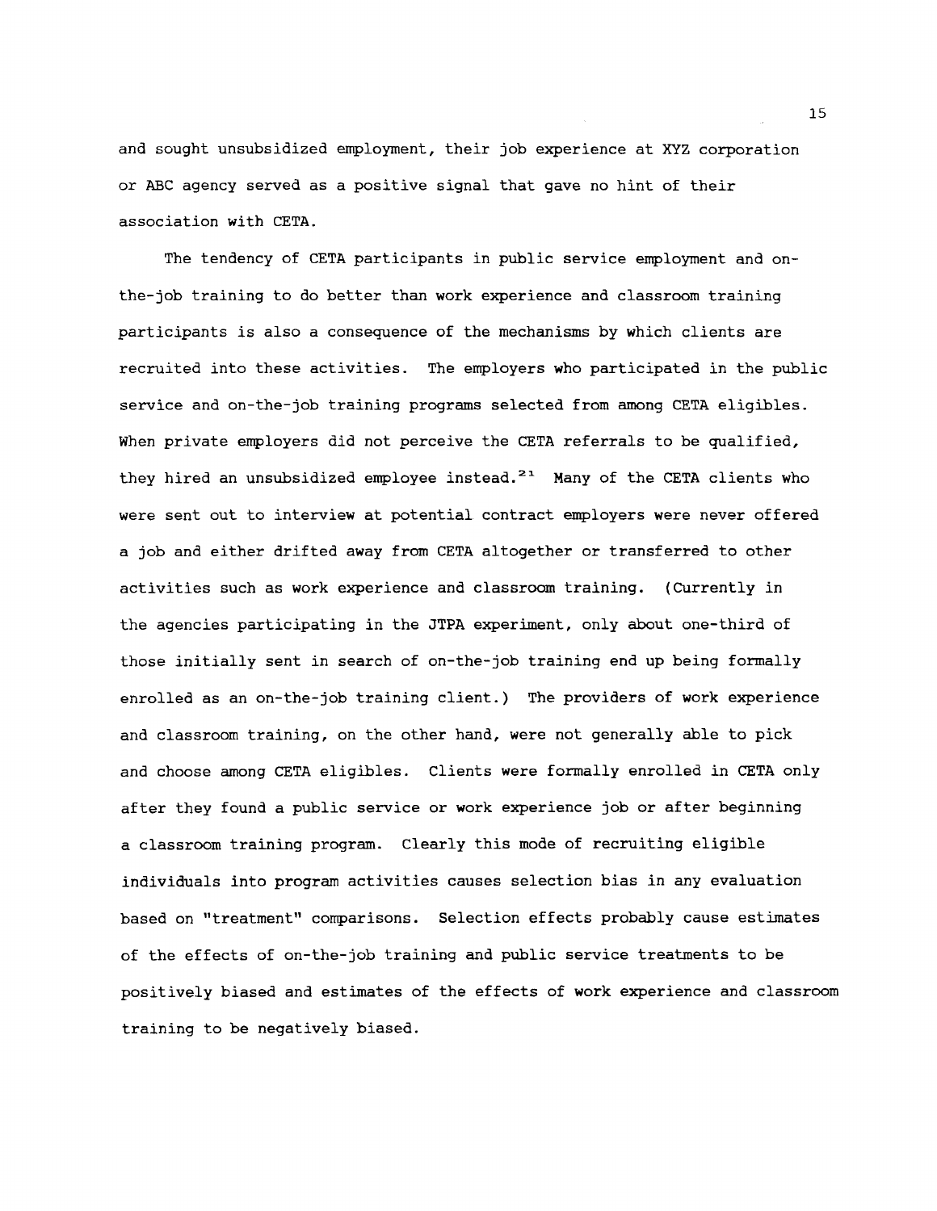and sought unsubsidized employment, their job experience at XYZ corporation or ABC agency served as a positive signal that gave no hint of their association with CETA.

The tendency of CETA participants in public service employment and on-the-job training to do better than work experience and classroom training participants is also a consequence of the mechanisms by which clients are recruited into these activities. The employers who participated in the public service and on-the-job training programs selected from among CETA eligibles. When private employers did not perceive the CETA referrals to be qualified, they hired an unsubsidized employee instead.[21] Many of the CETA clients who were sent out to interview at potential contract employers were never offered a job and either drifted away from CETA altogether or transferred to other activities such as work experience and classroom training. (Currently in the agencies participating in the JTPA experiment, only about one-third of those initially sent in search of on-the-job training end up being formally enrolled as an on-the-job training client.) The providers of work experience and classroom training, on the other hand, were not generally able to pick and choose among CETA eligibles. Clients were formally enrolled in CETA only after they found a public service or work experience job or after beginning a classroom training program. Clearly this mode of recruiting eligible individuals into program activities causes selection bias in any evaluation based on "treatment" comparisons. Selection effects probably cause estimates of the effects of on-the-job training and public service treatments to be positively biased and estimates of the effects of work experience and classroom training to be negatively biased.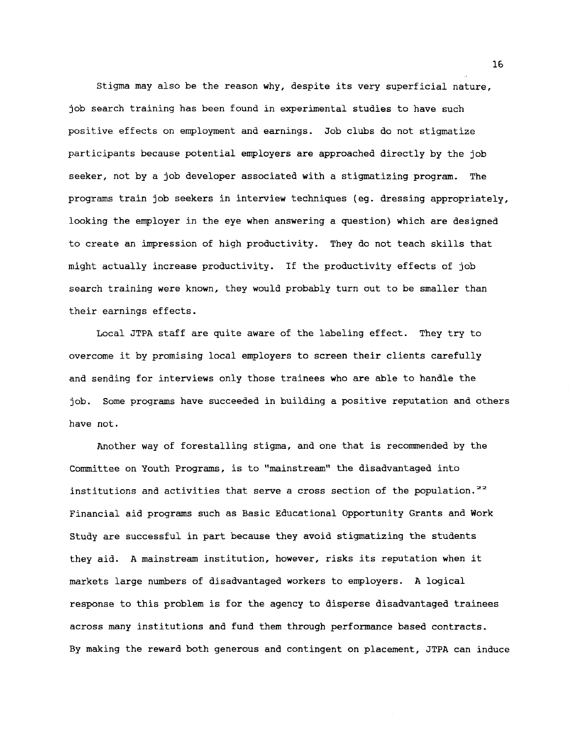Stigma may also be the reason why, despite its very superficial nature, job search training has been found in experimental studies to have such positive effects on employment and earnings. Job clubs do not stigmatize participants because potential employers are approached directly by the job seeker, not by a job developer associated with a stigmatizing program. The programs train job seekers in interview techniques (eg. dressing appropriately, looking the employer in the eye when answering a question) which are designed to create an impression of high productivity. They do not teach skills that might actually increase productivity. If the productivity effects of job search training were known, they would probably turn out to be smaller than their earnings effects.

Local JTPA staff are quite aware of the labeling effect. They try to overcome it by promising local employers to screen their clients carefully and sending for interviews only those trainees who are able to handle the job. Some programs have succeeded in building a positive reputation and others have not.

Another way of forestalling stigma, and one that is recommended by the Committee on Youth Programs, is to "mainstream" the disadvantaged into institutions and activities that serve a cross section of the population.[22] Financial aid programs such as Basic Educational Opportunity Grants and Work Study are successful in part because they avoid stigmatizing the students they aid. A mainstream institution, however, risks its reputation when it markets large numbers of disadvantaged workers to employers. A logical response to this problem is for the agency to disperse disadvantaged trainees across many institutions and fund them through performance based contracts. By making the reward both generous and contingent on placement, JTPA can induce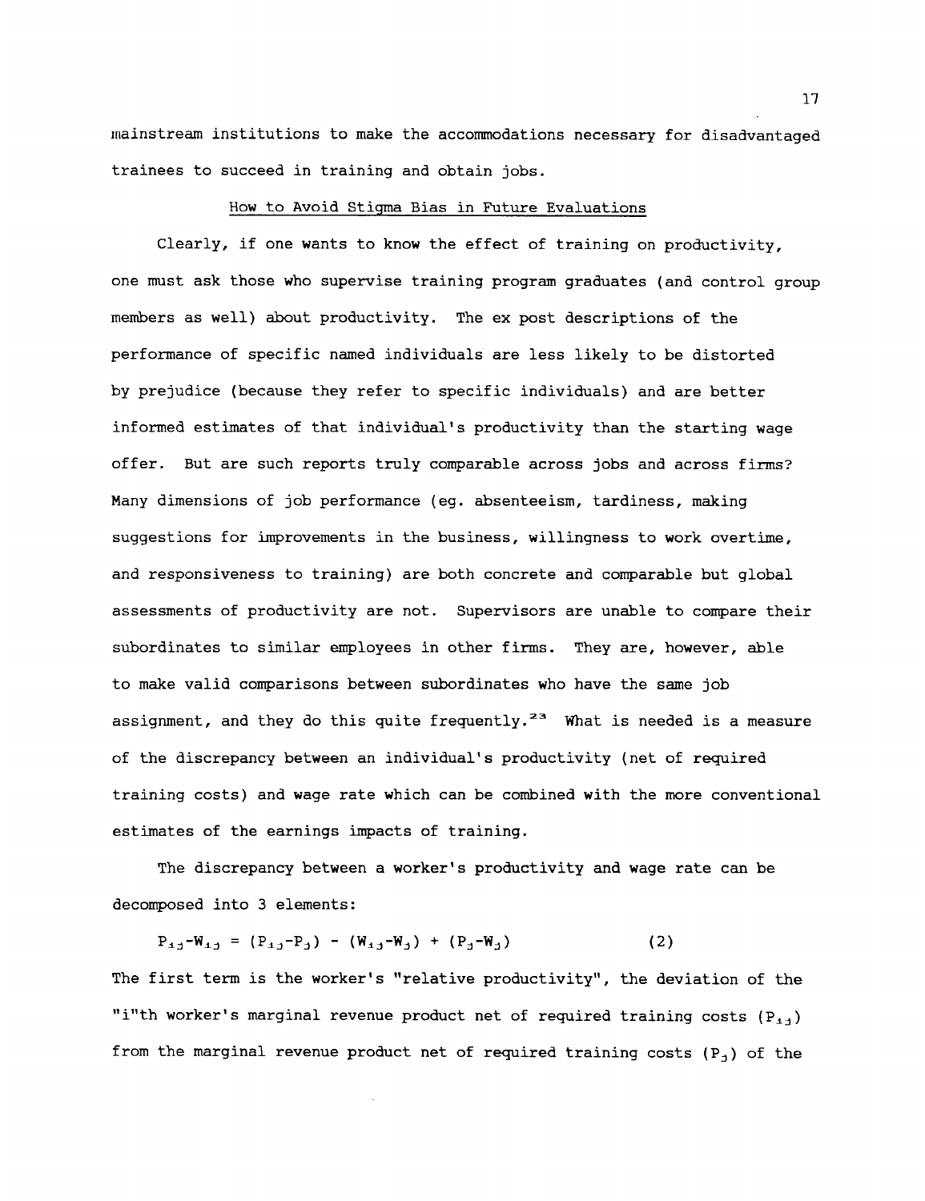mainstream institutions to make the accommodations necessary for disadvantaged trainees to succeed in training and obtain jobs.

## How to Avoid Stigma Bias in Future Evaluations

Clearly, if one wants to know the effect of training on productivity, one must ask those who supervise training program graduates (and control group members as well) about productivity. The ex post descriptions of the performance of specific named individuals are less likely to be distorted by prejudice (because they refer to specific individuals) and are better informed estimates of that individual's productivity than the starting wage offer. But are such reports truly comparable across jobs and across firms? Many dimensions of job performance (eg. absenteeism, tardiness, making suggestions for improvements in the business, willingness to work overtime, and responsiveness to training) are both concrete and comparable but global assessments of productivity are not. Supervisors are unable to compare their subordinates to similar employees in other firms. They are, however, able to make valid comparisons between subordinates who have the same job assignment, and they do this quite frequently.[23] What is needed is a measure of the discrepancy between an individual's productivity (net of required training costs) and wage rate which can be combined with the more conventional estimates of the earnings impacts of training.

The discrepancy between a worker's productivity and wage rate can be decomposed into 3 elements:

$$P_{ij}-W_{ij} = (P_{ij}-P_j) - (W_{ij}-W_j) + (P_j-W_j) \qquad (2)$$

The first term is the worker's "relative productivity", the deviation of the "i"th worker's marginal revenue product net of required training costs ($P_{ij}$) from the marginal revenue product net of required training costs ($P_j$) of the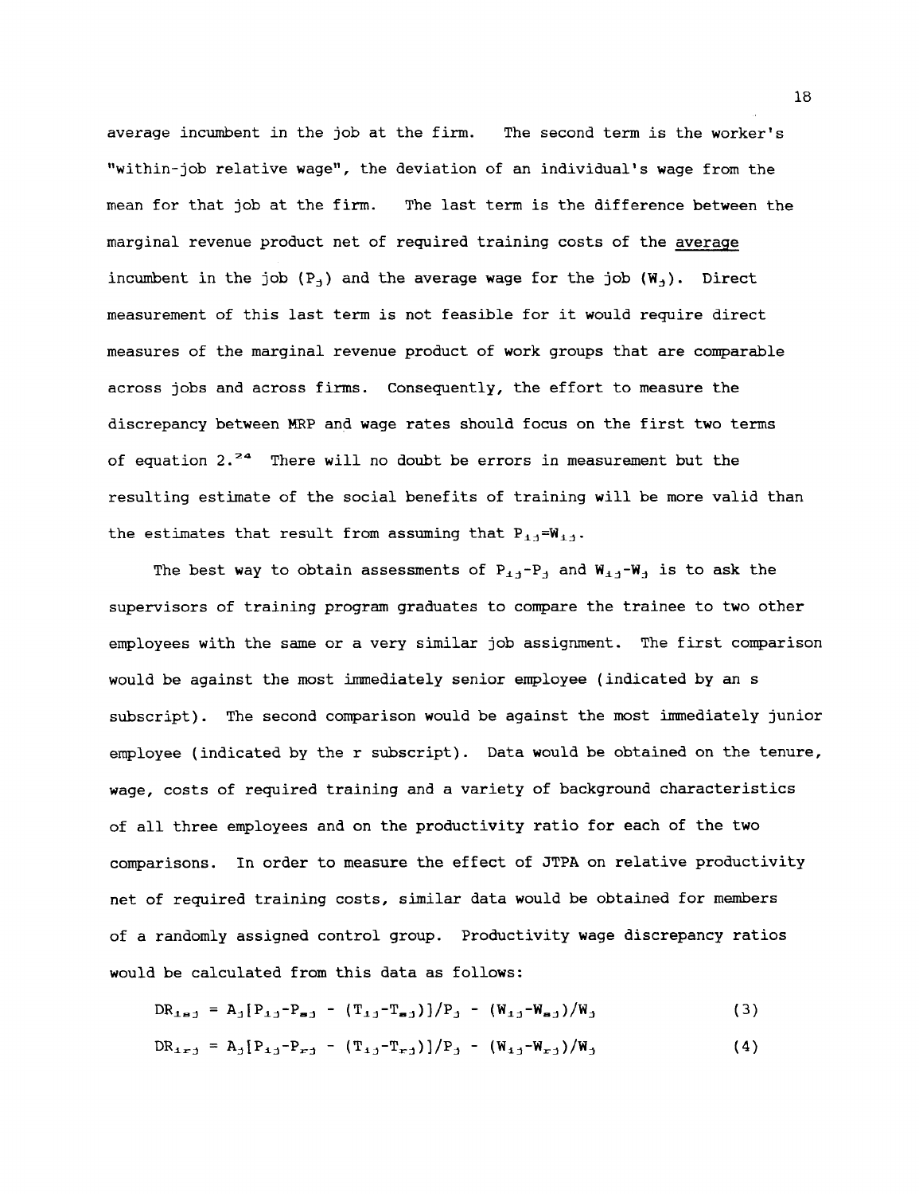average incumbent in the job at the firm. The second term is the worker's "within-job relative wage", the deviation of an individual's wage from the mean for that job at the firm. The last term is the difference between the marginal revenue product net of required training costs of the <u>average</u> incumbent in the job ($P_j$) and the average wage for the job ($W_j$). Direct measurement of this last term is not feasible for it would require direct measures of the marginal revenue product of work groups that are comparable across jobs and across firms. Consequently, the effort to measure the discrepancy between MRP and wage rates should focus on the first two terms of equation 2.[24] There will no doubt be errors in measurement but the resulting estimate of the social benefits of training will be more valid than the estimates that result from assuming that $P_{ij}=W_{ij}$.

The best way to obtain assessments of $P_{ij}-P_j$ and $W_{ij}-W_j$ is to ask the supervisors of training program graduates to compare the trainee to two other employees with the same or a very similar job assignment. The first comparison would be against the most immediately senior employee (indicated by an s subscript). The second comparison would be against the most immediately junior employee (indicated by the r subscript). Data would be obtained on the tenure, wage, costs of required training and a variety of background characteristics of all three employees and on the productivity ratio for each of the two comparisons. In order to measure the effect of JTPA on relative productivity net of required training costs, similar data would be obtained for members of a randomly assigned control group. Productivity wage discrepancy ratios would be calculated from this data as follows:

$$DR_{isj} = A_j[P_{ij}-P_{sj} - (T_{ij}-T_{sj})]/P_j - (W_{ij}-W_{sj})/W_j \qquad (3)$$

$$DR_{irj} = A_j[P_{ij}-P_{rj} - (T_{ij}-T_{rj})]/P_j - (W_{ij}-W_{rj})/W_j \qquad (4)$$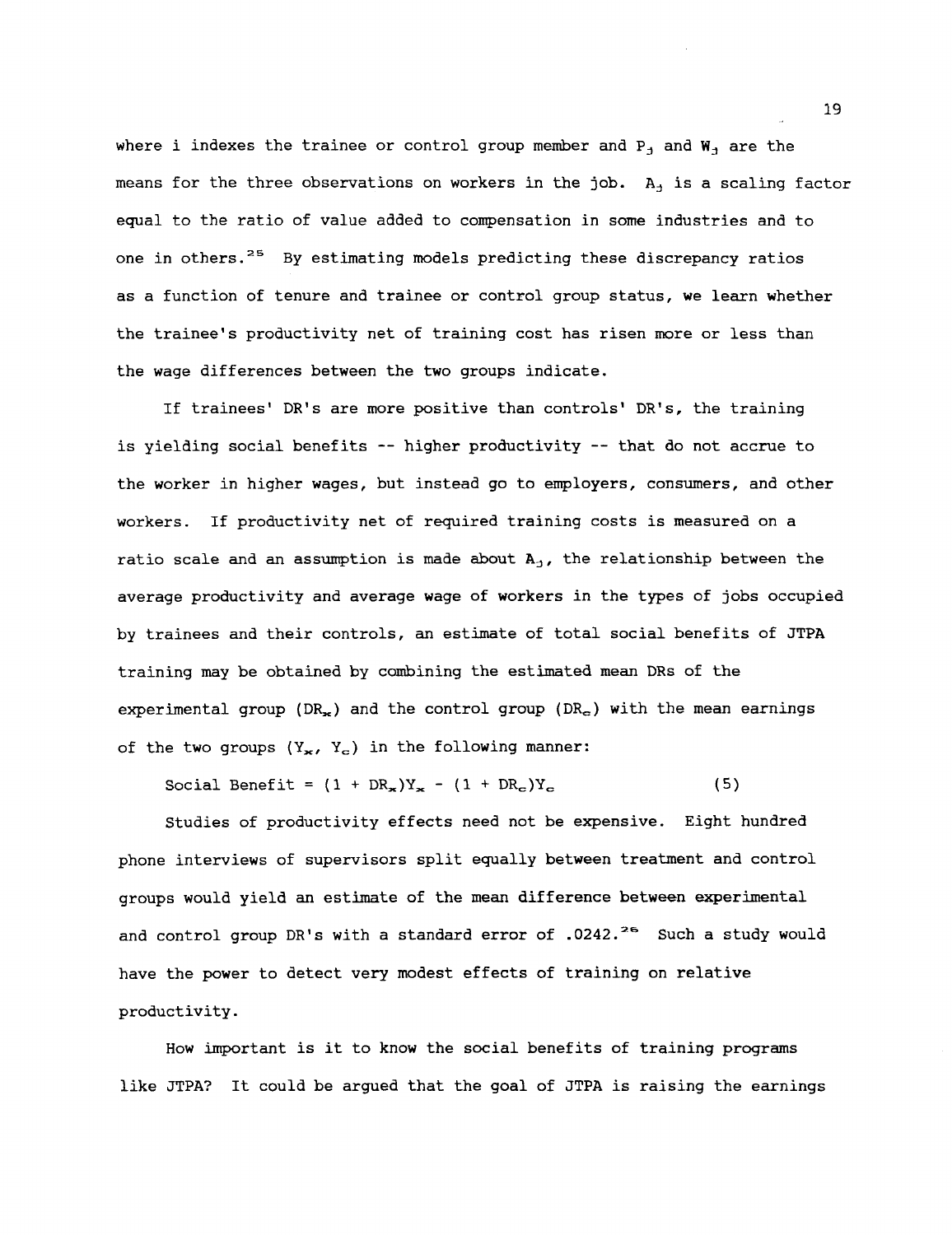where i indexes the trainee or control group member and $P_j$ and $W_j$ are the means for the three observations on workers in the job. $A_j$ is a scaling factor equal to the ratio of value added to compensation in some industries and to one in others.[25] By estimating models predicting these discrepancy ratios as a function of tenure and trainee or control group status, we learn whether the trainee's productivity net of training cost has risen more or less than the wage differences between the two groups indicate.

If trainees' DR's are more positive than controls' DR's, the training is yielding social benefits -- higher productivity -- that do not accrue to the worker in higher wages, but instead go to employers, consumers, and other workers. If productivity net of required training costs is measured on a ratio scale and an assumption is made about $A_j$, the relationship between the average productivity and average wage of workers in the types of jobs occupied by trainees and their controls, an estimate of total social benefits of JTPA training may be obtained by combining the estimated mean DRs of the experimental group ($DR_x$) and the control group ($DR_c$) with the mean earnings of the two groups ($Y_x$, $Y_c$) in the following manner:

$$\text{Social Benefit} = (1 + DR_x)Y_x - (1 + DR_c)Y_c \tag{5}$$

Studies of productivity effects need not be expensive. Eight hundred phone interviews of supervisors split equally between treatment and control groups would yield an estimate of the mean difference between experimental and control group DR's with a standard error of .0242.[26] Such a study would have the power to detect very modest effects of training on relative productivity.

How important is it to know the social benefits of training programs like JTPA? It could be argued that the goal of JTPA is raising the earnings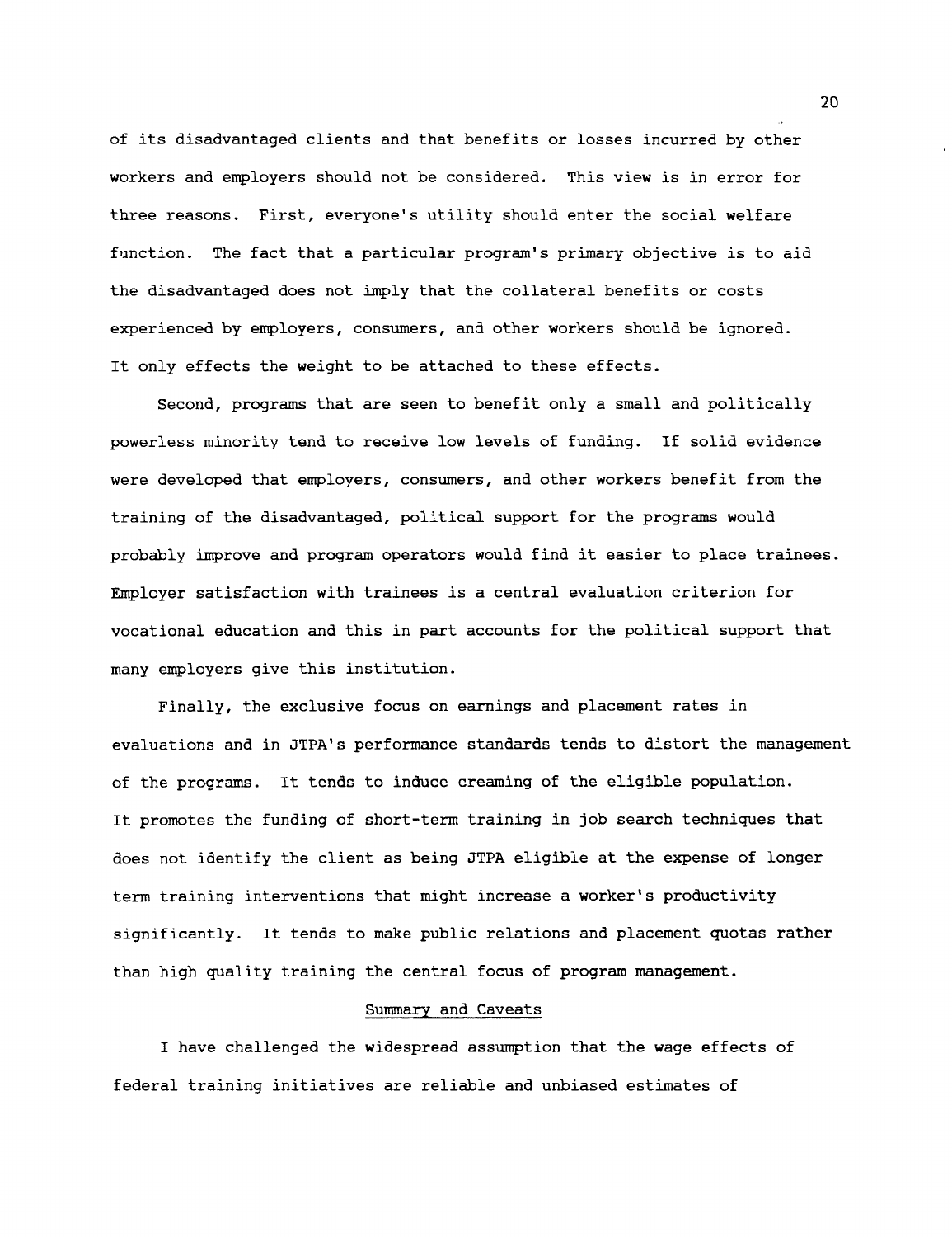of its disadvantaged clients and that benefits or losses incurred by other workers and employers should not be considered. This view is in error for three reasons. First, everyone's utility should enter the social welfare function. The fact that a particular program's primary objective is to aid the disadvantaged does not imply that the collateral benefits or costs experienced by employers, consumers, and other workers should be ignored. It only effects the weight to be attached to these effects.

Second, programs that are seen to benefit only a small and politically powerless minority tend to receive low levels of funding. If solid evidence were developed that employers, consumers, and other workers benefit from the training of the disadvantaged, political support for the programs would probably improve and program operators would find it easier to place trainees. Employer satisfaction with trainees is a central evaluation criterion for vocational education and this in part accounts for the political support that many employers give this institution.

Finally, the exclusive focus on earnings and placement rates in evaluations and in JTPA's performance standards tends to distort the management of the programs. It tends to induce creaming of the eligible population. It promotes the funding of short-term training in job search techniques that does not identify the client as being JTPA eligible at the expense of longer term training interventions that might increase a worker's productivity significantly. It tends to make public relations and placement quotas rather than high quality training the central focus of program management.

## Summary and Caveats

I have challenged the widespread assumption that the wage effects of federal training initiatives are reliable and unbiased estimates of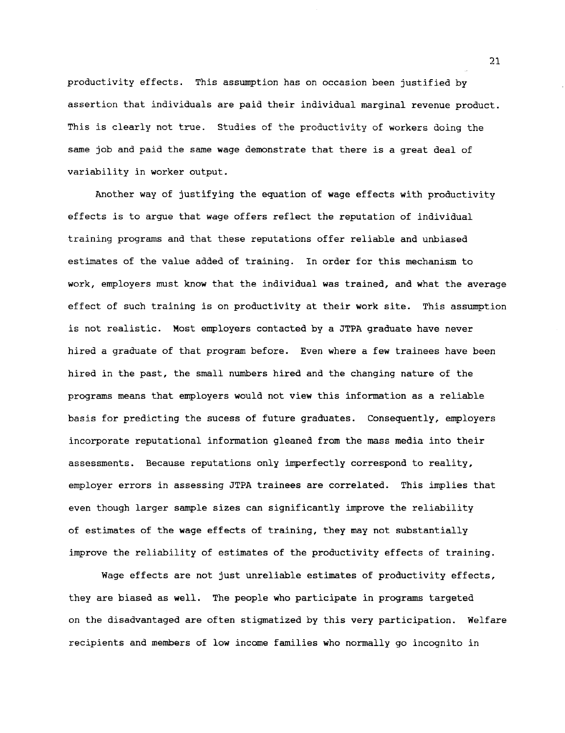productivity effects. This assumption has on occasion been justified by assertion that individuals are paid their individual marginal revenue product. This is clearly not true. Studies of the productivity of workers doing the same job and paid the same wage demonstrate that there is a great deal of variability in worker output.

Another way of justifying the equation of wage effects with productivity effects is to argue that wage offers reflect the reputation of individual training programs and that these reputations offer reliable and unbiased estimates of the value added of training. In order for this mechanism to work, employers must know that the individual was trained, and what the average effect of such training is on productivity at their work site. This assumption is not realistic. Most employers contacted by a JTPA graduate have never hired a graduate of that program before. Even where a few trainees have been hired in the past, the small numbers hired and the changing nature of the programs means that employers would not view this information as a reliable basis for predicting the sucess of future graduates. Consequently, employers incorporate reputational information gleaned from the mass media into their assessments. Because reputations only imperfectly correspond to reality, employer errors in assessing JTPA trainees are correlated. This implies that even though larger sample sizes can significantly improve the reliability of estimates of the wage effects of training, they may not substantially improve the reliability of estimates of the productivity effects of training.

Wage effects are not just unreliable estimates of productivity effects, they are biased as well. The people who participate in programs targeted on the disadvantaged are often stigmatized by this very participation. Welfare recipients and members of low income families who normally go incognito in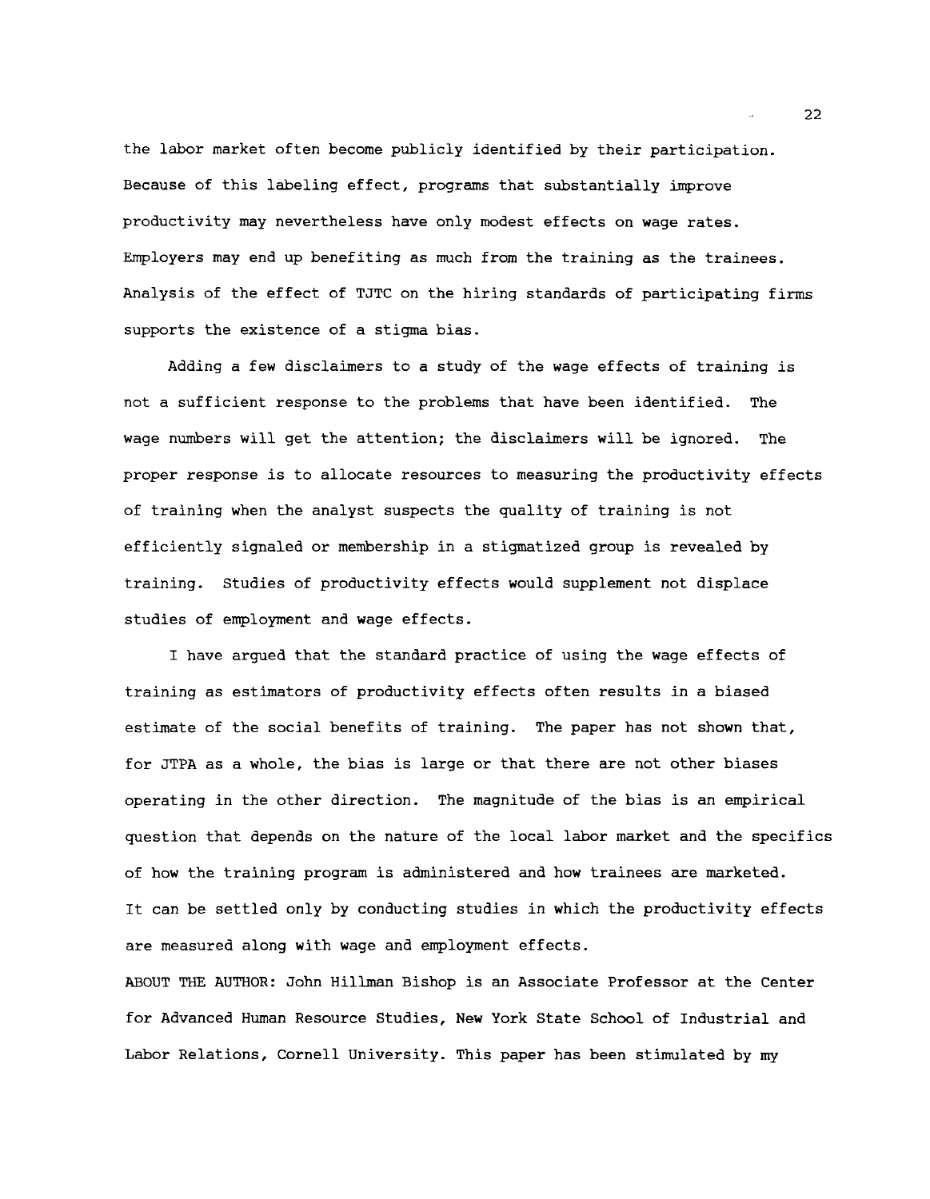the labor market often become publicly identified by their participation. Because of this labeling effect, programs that substantially improve productivity may nevertheless have only modest effects on wage rates. Employers may end up benefiting as much from the training as the trainees. Analysis of the effect of TJTC on the hiring standards of participating firms supports the existence of a stigma bias.

Adding a few disclaimers to a study of the wage effects of training is not a sufficient response to the problems that have been identified. The wage numbers will get the attention; the disclaimers will be ignored. The proper response is to allocate resources to measuring the productivity effects of training when the analyst suspects the quality of training is not efficiently signaled or membership in a stigmatized group is revealed by training. Studies of productivity effects would supplement not displace studies of employment and wage effects.

I have argued that the standard practice of using the wage effects of training as estimators of productivity effects often results in a biased estimate of the social benefits of training. The paper has not shown that, for JTPA as a whole, the bias is large or that there are not other biases operating in the other direction. The magnitude of the bias is an empirical question that depends on the nature of the local labor market and the specifics of how the training program is administered and how trainees are marketed. It can be settled only by conducting studies in which the productivity effects are measured along with wage and employment effects.

ABOUT THE AUTHOR: John Hillman Bishop is an Associate Professor at the Center for Advanced Human Resource Studies, New York State School of Industrial and Labor Relations, Cornell University. This paper has been stimulated by my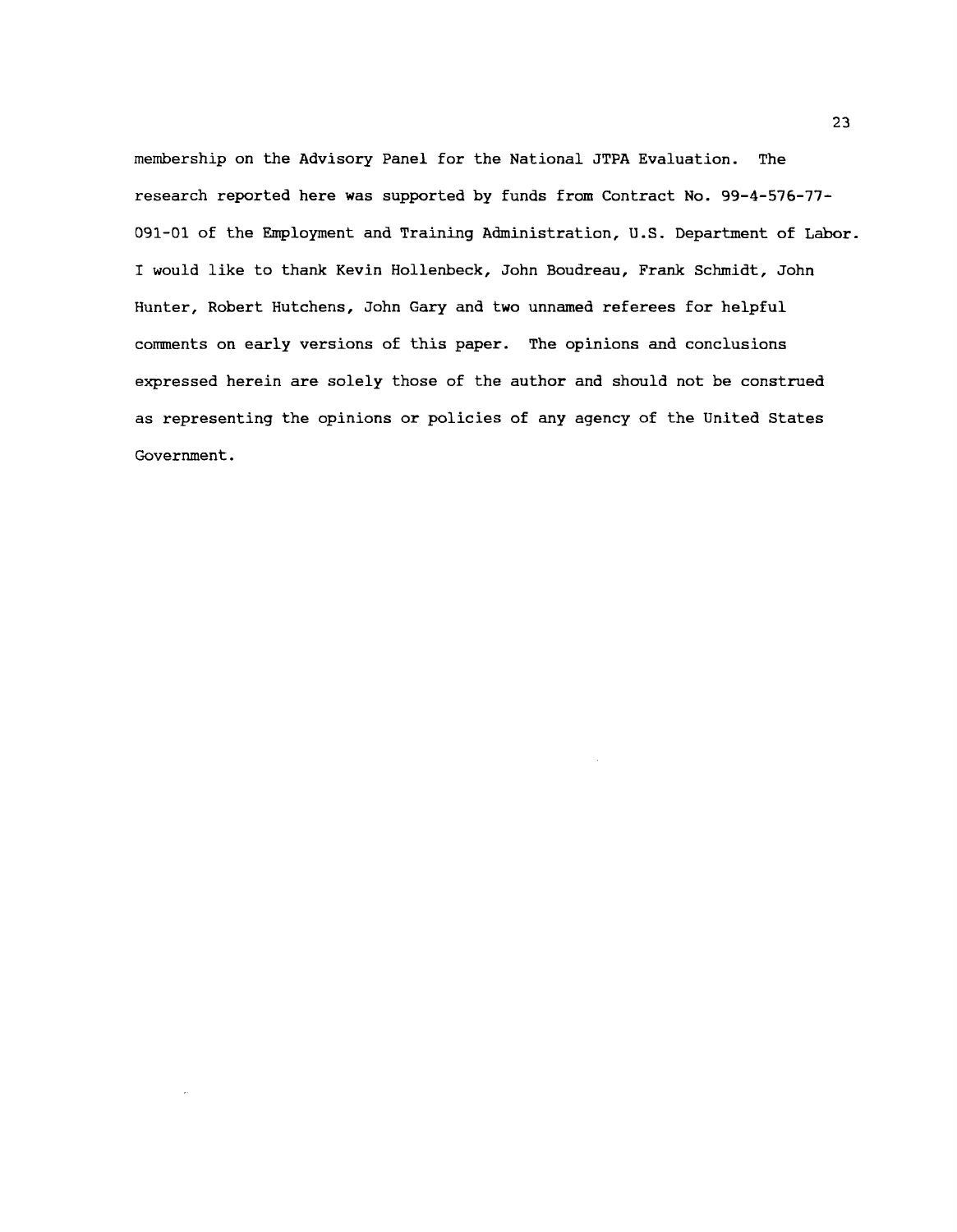membership on the Advisory Panel for the National JTPA Evaluation. The research reported here was supported by funds from Contract No. 99-4-576-77-091-01 of the Employment and Training Administration, U.S. Department of Labor. I would like to thank Kevin Hollenbeck, John Boudreau, Frank Schmidt, John Hunter, Robert Hutchens, John Gary and two unnamed referees for helpful comments on early versions of this paper. The opinions and conclusions expressed herein are solely those of the author and should not be construed as representing the opinions or policies of any agency of the United States Government.